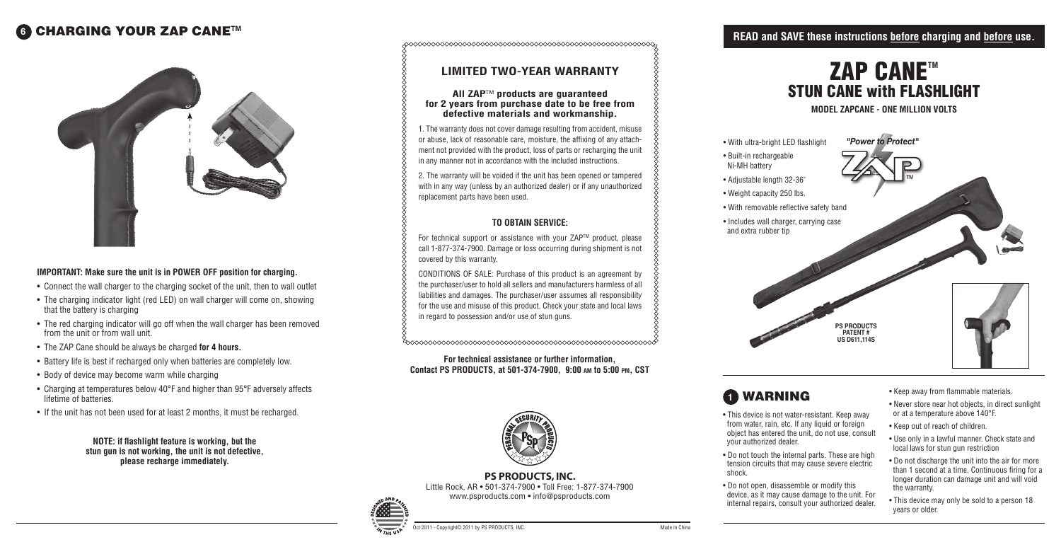## 6 CHARGING YOUR ZAP CANE™

**IMPORTANT: Make sure the unit is in POWER OFF position for charging.**

- Connect the wall charger to the charging socket of the unit, then to wall outlet
- The charging indicator light (red LED) on wall charger will come on, showing that the battery is charging
- The red charging indicator will go off when the wall charger has been removed from the unit or from wall unit.
- The ZAP Cane should be always be charged **for 4 hours.**
- Battery life is best if recharged only when batteries are completely low.
- Body of device may become warm while charging
- Charging at temperatures below 40°F and higher than 95°F adversely affects lifetime of batteries.
- If the unit has not been used for at least 2 months, it must be recharged.

**NOTE: if flashlight feature is working, but the stun gun is not working, the unit is not defective, please recharge immediately.**

## LIMITED TWO-YEAR WARRANTY

**All ZAP™ products are guaranteed for 2 years from purchase date to be free from defective materials and workmanship.**

1. The warranty does not cover damage resulting from accident, misuse or abuse, lack of reasonable care, moisture, the affixing of any attachment not provided with the product, loss of parts or recharging the unit in any manner not in accordance with the included instructions.

2. The warranty will be voided if the unit has been opened or tampered with in any way (unless by an authorized dealer) or if any unauthorized replacement parts have been used.

### TO OBTAIN SERVICE:

For technical support or assistance with your ZAP™ product, please call 1-877-374-7900. Damage or loss occurring during shipment is not covered by this warranty.

CONDITIONS OF SALE: Purchase of this product is an agreement by the purchaser/user to hold all sellers and manufacturers harmless of all liabilities and damages. The purchaser/user assumes all responsibility for the use and misuse of this product. Check your state and local laws in regard to possession and/or use of stun guns.

**For technical assistance or further information, Contact PS PRODUCTS, at 501-374-7900, 9:00 AM to 5:00 PM, CST**

**PS PRODUCTS, INC.**
Little Rock, AR • 501-374-7900 • Toll Free: 1-877-374-7900
www.psproducts.com • info@psproducts.com

Oct 2011 - Copyright© 2011 by PS PRODUCTS, INC. Made in China

**READ and SAVE these instructions before charging and before use.**

# ZAP CANE™
## STUN CANE with FLASHLIGHT

**MODEL ZAPCANE - ONE MILLION VOLTS**

- With ultra-bright LED flashlight
- Built-in rechargeable Ni-MH battery
- Adjustable length 32-36"
- Weight capacity 250 lbs.
- With removable reflective safety band
- Includes wall charger, carrying case and extra rubber tip

*"Power to Protect"*

PS PRODUCTS PATENT # US D611,114S

## 1 WARNING

- This device is not water-resistant. Keep away from water, rain, etc. If any liquid or foreign object has entered the unit, do not use, consult your authorized dealer.
- Do not touch the internal parts. These are high tension circuits that may cause severe electric shock.
- Do not open, disassemble or modify this device, as it may cause damage to the unit. For internal repairs, consult your authorized dealer.
- Keep away from flammable materials.
- Never store near hot objects, in direct sunlight or at a temperature above 140°F.
- Keep out of reach of children.
- Use only in a lawful manner. Check state and local laws for stun gun restriction
- Do not discharge the unit into the air for more than 1 second at a time. Continuous firing for a longer duration can damage unit and will void the warranty.
- This device may only be sold to a person 18 years or older.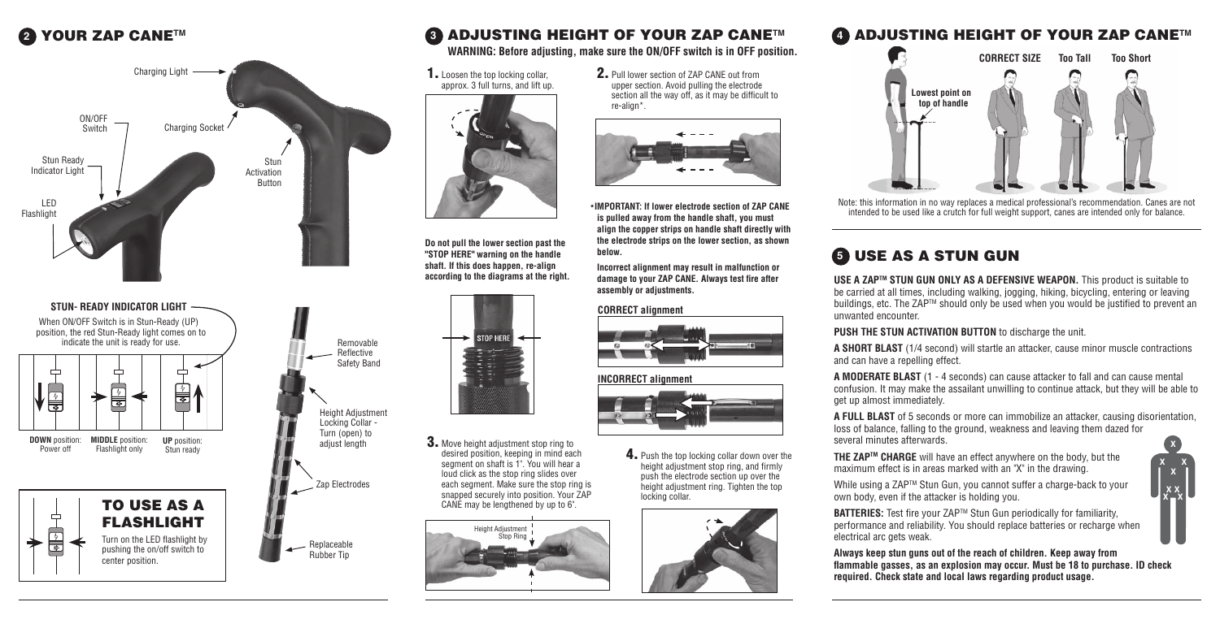## 2 YOUR ZAP CANE™

Charging Light

ON/OFF Switch

Charging Socket

Stun Ready Indicator Light

Stun Activation Button

LED Flashlight

**STUN- READY INDICATOR LIGHT**

When ON/OFF Switch is in Stun-Ready (UP) position, the red Stun-Ready light comes on to indicate the unit is ready for use.

**DOWN** position: Power off

**MIDDLE** position: Flashlight only

**UP** position: Stun ready

Removable Reflective Safety Band

Height Adjustment Locking Collar - Turn (open) to adjust length

Zap Electrodes

Replaceable Rubber Tip

### TO USE AS A FLASHLIGHT

Turn on the LED flashlight by pushing the on/off switch to center position.

## 3 ADJUSTING HEIGHT OF YOUR ZAP CANE™

**WARNING: Before adjusting, make sure the ON/OFF switch is in OFF position.**

**1.** Loosen the top locking collar, approx. 3 full turns, and lift up.

**Do not pull the lower section past the "STOP HERE" warning on the handle shaft. If this does happen, re-align according to the diagrams at the right.**

STOP HERE

**2.** Pull lower section of ZAP CANE out from upper section. Avoid pulling the electrode section all the way off, as it may be difficult to re-align*.

**\*IMPORTANT: If lower electrode section of ZAP CANE is pulled away from the handle shaft, you must align the copper strips on handle shaft directly with the electrode strips on the lower section, as shown below.**

**Incorrect alignment may result in malfunction or damage to your ZAP CANE. Always test fire after assembly or adjustments.**

**CORRECT alignment**

**INCORRECT alignment**

**3.** Move height adjustment stop ring to desired position, keeping in mind each segment on shaft is 1". You will hear a loud click as the stop ring slides over each segment. Make sure the stop ring is snapped securely into position. Your ZAP CANE may be lengthened by up to 6".

Height Adjustment Stop Ring

**4.** Push the top locking collar down over the height adjustment stop ring, and firmly push the electrode section up over the height adjustment ring. Tighten the top locking collar.

## 4 ADJUSTING HEIGHT OF YOUR ZAP CANE™

**CORRECT SIZE** **Too Tall** **Too Short**

**Lowest point on top of handle**

Note: this information in no way replaces a medical professional's recommendation. Canes are not intended to be used like a crutch for full weight support, canes are intended only for balance.

## 5 USE AS A STUN GUN

**USE A ZAP™ STUN GUN ONLY AS A DEFENSIVE WEAPON.** This product is suitable to be carried at all times, including walking, jogging, hiking, bicycling, entering or leaving buildings, etc. The ZAP™ should only be used when you would be justified to prevent an unwanted encounter.

**PUSH THE STUN ACTIVATION BUTTON** to discharge the unit.

**A SHORT BLAST** (1/4 second) will startle an attacker, cause minor muscle contractions and can have a repelling effect.

**A MODERATE BLAST** (1 - 4 seconds) can cause attacker to fall and can cause mental confusion. It may make the assailant unwilling to continue attack, but they will be able to get up almost immediately.

**A FULL BLAST** of 5 seconds or more can immobilize an attacker, causing disorientation, loss of balance, falling to the ground, weakness and leaving them dazed for several minutes afterwards.

**THE ZAP™ CHARGE** will have an effect anywhere on the body, but the maximum effect is in areas marked with an "X" in the drawing.

While using a ZAP™ Stun Gun, you cannot suffer a charge-back to your own body, even if the attacker is holding you.

**BATTERIES:** Test fire your ZAP™ Stun Gun periodically for familiarity, performance and reliability. You should replace batteries or recharge when electrical arc gets weak.

**Always keep stun guns out of the reach of children. Keep away from flammable gasses, as an explosion may occur. Must be 18 to purchase. ID check required. Check state and local laws regarding product usage.**